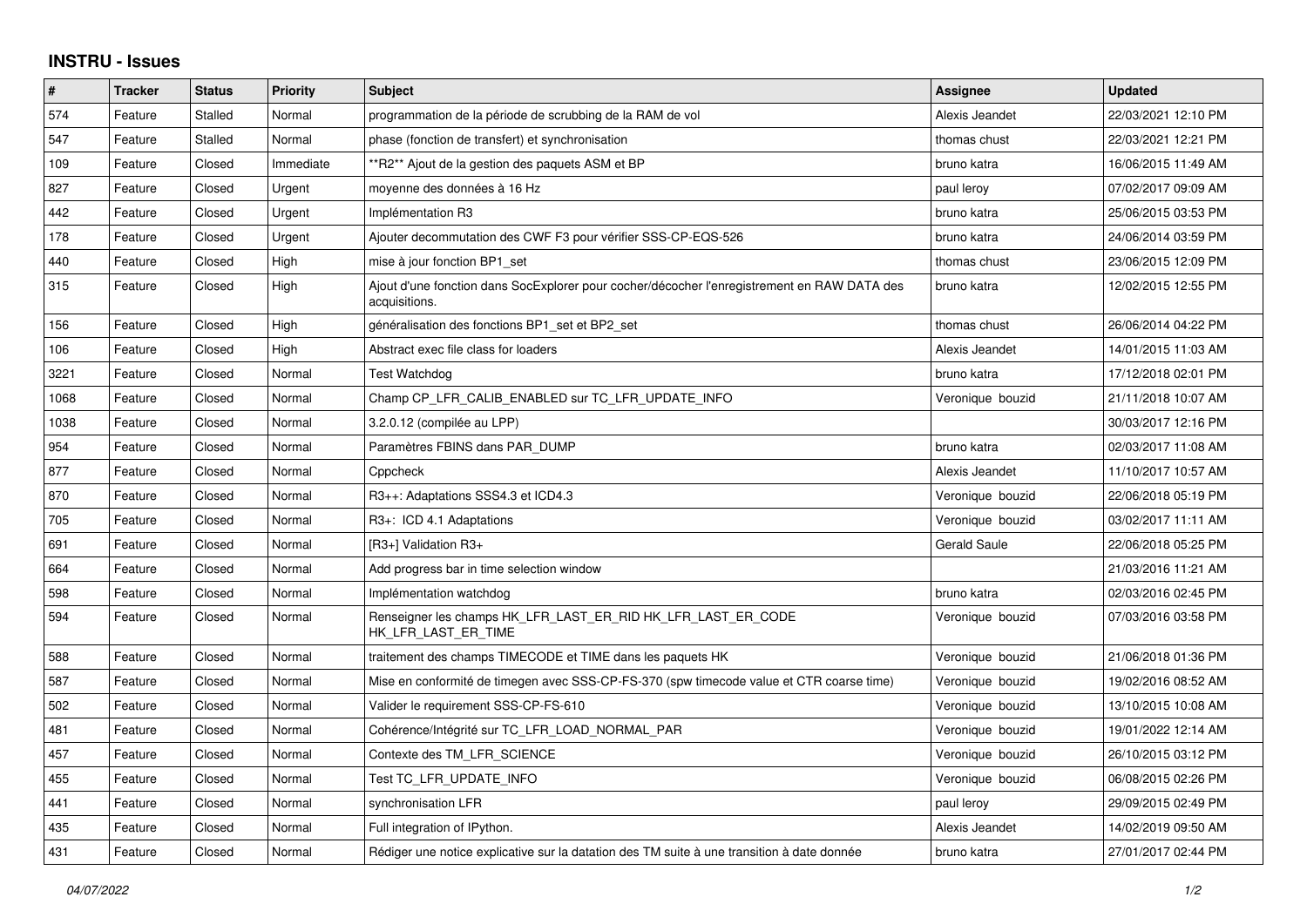# INSTRU - Issues

| # | Tracker | Status | Priority | Subject | Assignee | Updated |
|---|---|---|---|---|---|---|
| 574 | Feature | Stalled | Normal | programmation de la période de scrubbing de la RAM de vol | Alexis Jeandet | 22/03/2021 12:10 PM |
| 547 | Feature | Stalled | Normal | phase (fonction de transfert) et synchronisation | thomas chust | 22/03/2021 12:21 PM |
| 109 | Feature | Closed | Immediate | **R2** Ajout de la gestion des paquets ASM et BP | bruno katra | 16/06/2015 11:49 AM |
| 827 | Feature | Closed | Urgent | moyenne des données à 16 Hz | paul leroy | 07/02/2017 09:09 AM |
| 442 | Feature | Closed | Urgent | Implémentation R3 | bruno katra | 25/06/2015 03:53 PM |
| 178 | Feature | Closed | Urgent | Ajouter decommutation des CWF F3 pour vérifier SSS-CP-EQS-526 | bruno katra | 24/06/2014 03:59 PM |
| 440 | Feature | Closed | High | mise à jour fonction BP1_set | thomas chust | 23/06/2015 12:09 PM |
| 315 | Feature | Closed | High | Ajout d'une fonction dans SocExplorer pour cocher/décocher l'enregistrement en RAW DATA des acquisitions. | bruno katra | 12/02/2015 12:55 PM |
| 156 | Feature | Closed | High | généralisation des fonctions BP1_set et BP2_set | thomas chust | 26/06/2014 04:22 PM |
| 106 | Feature | Closed | High | Abstract exec file class for loaders | Alexis Jeandet | 14/01/2015 11:03 AM |
| 3221 | Feature | Closed | Normal | Test Watchdog | bruno katra | 17/12/2018 02:01 PM |
| 1068 | Feature | Closed | Normal | Champ CP_LFR_CALIB_ENABLED sur TC_LFR_UPDATE_INFO | Veronique bouzid | 21/11/2018 10:07 AM |
| 1038 | Feature | Closed | Normal | 3.2.0.12 (compilée au LPP) | | 30/03/2017 12:16 PM |
| 954 | Feature | Closed | Normal | Paramètres FBINS dans PAR_DUMP | bruno katra | 02/03/2017 11:08 AM |
| 877 | Feature | Closed | Normal | Cppcheck | Alexis Jeandet | 11/10/2017 10:57 AM |
| 870 | Feature | Closed | Normal | R3++: Adaptations SSS4.3 et ICD4.3 | Veronique bouzid | 22/06/2018 05:19 PM |
| 705 | Feature | Closed | Normal | R3+: ICD 4.1 Adaptations | Veronique bouzid | 03/02/2017 11:11 AM |
| 691 | Feature | Closed | Normal | [R3+] Validation R3+ | Gerald Saule | 22/06/2018 05:25 PM |
| 664 | Feature | Closed | Normal | Add progress bar in time selection window | | 21/03/2016 11:21 AM |
| 598 | Feature | Closed | Normal | Implémentation watchdog | bruno katra | 02/03/2016 02:45 PM |
| 594 | Feature | Closed | Normal | Renseigner les champs HK_LFR_LAST_ER_RID HK_LFR_LAST_ER_CODE HK_LFR_LAST_ER_TIME | Veronique bouzid | 07/03/2016 03:58 PM |
| 588 | Feature | Closed | Normal | traitement des champs TIMECODE et TIME dans les paquets HK | Veronique bouzid | 21/06/2018 01:36 PM |
| 587 | Feature | Closed | Normal | Mise en conformité de timegen avec SSS-CP-FS-370 (spw timecode value et CTR coarse time) | Veronique bouzid | 19/02/2016 08:52 AM |
| 502 | Feature | Closed | Normal | Valider le requirement SSS-CP-FS-610 | Veronique bouzid | 13/10/2015 10:08 AM |
| 481 | Feature | Closed | Normal | Cohérence/Intégrité sur TC_LFR_LOAD_NORMAL_PAR | Veronique bouzid | 19/01/2022 12:14 AM |
| 457 | Feature | Closed | Normal | Contexte des TM_LFR_SCIENCE | Veronique bouzid | 26/10/2015 03:12 PM |
| 455 | Feature | Closed | Normal | Test TC_LFR_UPDATE_INFO | Veronique bouzid | 06/08/2015 02:26 PM |
| 441 | Feature | Closed | Normal | synchronisation LFR | paul leroy | 29/09/2015 02:49 PM |
| 435 | Feature | Closed | Normal | Full integration of IPython. | Alexis Jeandet | 14/02/2019 09:50 AM |
| 431 | Feature | Closed | Normal | Rédiger une notice explicative sur la datation des TM suite à une transition à date donnée | bruno katra | 27/01/2017 02:44 PM |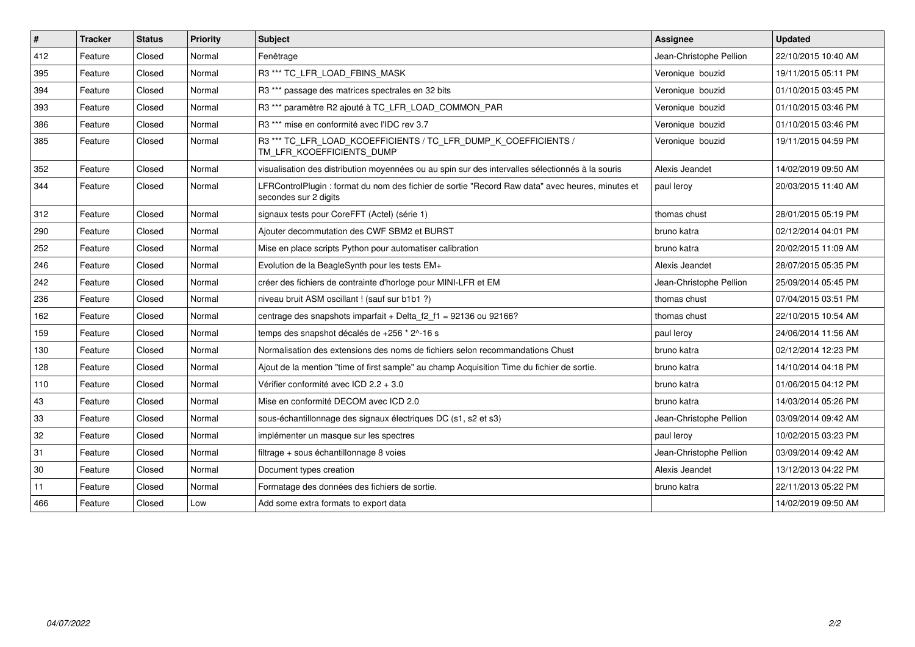| # | Tracker | Status | Priority | Subject | Assignee | Updated |
|---|---|---|---|---|---|---|
| 412 | Feature | Closed | Normal | Fenêtrage | Jean-Christophe Pellion | 22/10/2015 10:40 AM |
| 395 | Feature | Closed | Normal | R3 *** TC_LFR_LOAD_FBINS_MASK | Veronique bouzid | 19/11/2015 05:11 PM |
| 394 | Feature | Closed | Normal | R3 *** passage des matrices spectrales en 32 bits | Veronique bouzid | 01/10/2015 03:45 PM |
| 393 | Feature | Closed | Normal | R3 *** paramètre R2 ajouté à TC_LFR_LOAD_COMMON_PAR | Veronique bouzid | 01/10/2015 03:46 PM |
| 386 | Feature | Closed | Normal | R3 *** mise en conformité avec l'IDC rev 3.7 | Veronique bouzid | 01/10/2015 03:46 PM |
| 385 | Feature | Closed | Normal | R3 *** TC_LFR_LOAD_KCOEFFICIENTS / TC_LFR_DUMP_K_COEFFICIENTS / TM_LFR_KCOEFFICIENTS_DUMP | Veronique bouzid | 19/11/2015 04:59 PM |
| 352 | Feature | Closed | Normal | visualisation des distribution moyennées ou au spin sur des intervalles sélectionnés à la souris | Alexis Jeandet | 14/02/2019 09:50 AM |
| 344 | Feature | Closed | Normal | LFRControlPlugin : format du nom des fichier de sortie "Record Raw data" avec heures, minutes et secondes sur 2 digits | paul leroy | 20/03/2015 11:40 AM |
| 312 | Feature | Closed | Normal | signaux tests pour CoreFFT (Actel) (série 1) | thomas chust | 28/01/2015 05:19 PM |
| 290 | Feature | Closed | Normal | Ajouter decommutation des CWF SBM2 et BURST | bruno katra | 02/12/2014 04:01 PM |
| 252 | Feature | Closed | Normal | Mise en place scripts Python pour automatiser calibration | bruno katra | 20/02/2015 11:09 AM |
| 246 | Feature | Closed | Normal | Evolution de la BeagleSynth pour les tests EM+ | Alexis Jeandet | 28/07/2015 05:35 PM |
| 242 | Feature | Closed | Normal | créer des fichiers de contrainte d'horloge pour MINI-LFR et EM | Jean-Christophe Pellion | 25/09/2014 05:45 PM |
| 236 | Feature | Closed | Normal | niveau bruit ASM oscillant ! (sauf sur b1b1 ?) | thomas chust | 07/04/2015 03:51 PM |
| 162 | Feature | Closed | Normal | centrage des snapshots imparfait + Delta_f2_f1 = 92136 ou 92166? | thomas chust | 22/10/2015 10:54 AM |
| 159 | Feature | Closed | Normal | temps des snapshot décalés de +256 * 2^-16 s | paul leroy | 24/06/2014 11:56 AM |
| 130 | Feature | Closed | Normal | Normalisation des extensions des noms de fichiers selon recommandations Chust | bruno katra | 02/12/2014 12:23 PM |
| 128 | Feature | Closed | Normal | Ajout de la mention "time of first sample" au champ Acquisition Time du fichier de sortie. | bruno katra | 14/10/2014 04:18 PM |
| 110 | Feature | Closed | Normal | Vérifier conformité avec ICD 2.2 + 3.0 | bruno katra | 01/06/2015 04:12 PM |
| 43 | Feature | Closed | Normal | Mise en conformité DECOM avec ICD 2.0 | bruno katra | 14/03/2014 05:26 PM |
| 33 | Feature | Closed | Normal | sous-échantillonnage des signaux électriques DC (s1, s2 et s3) | Jean-Christophe Pellion | 03/09/2014 09:42 AM |
| 32 | Feature | Closed | Normal | implémenter un masque sur les spectres | paul leroy | 10/02/2015 03:23 PM |
| 31 | Feature | Closed | Normal | filtrage + sous échantillonnage 8 voies | Jean-Christophe Pellion | 03/09/2014 09:42 AM |
| 30 | Feature | Closed | Normal | Document types creation | Alexis Jeandet | 13/12/2013 04:22 PM |
| 11 | Feature | Closed | Normal | Formatage des données des fichiers de sortie. | bruno katra | 22/11/2013 05:22 PM |
| 466 | Feature | Closed | Low | Add some extra formats to export data | | 14/02/2019 09:50 AM |